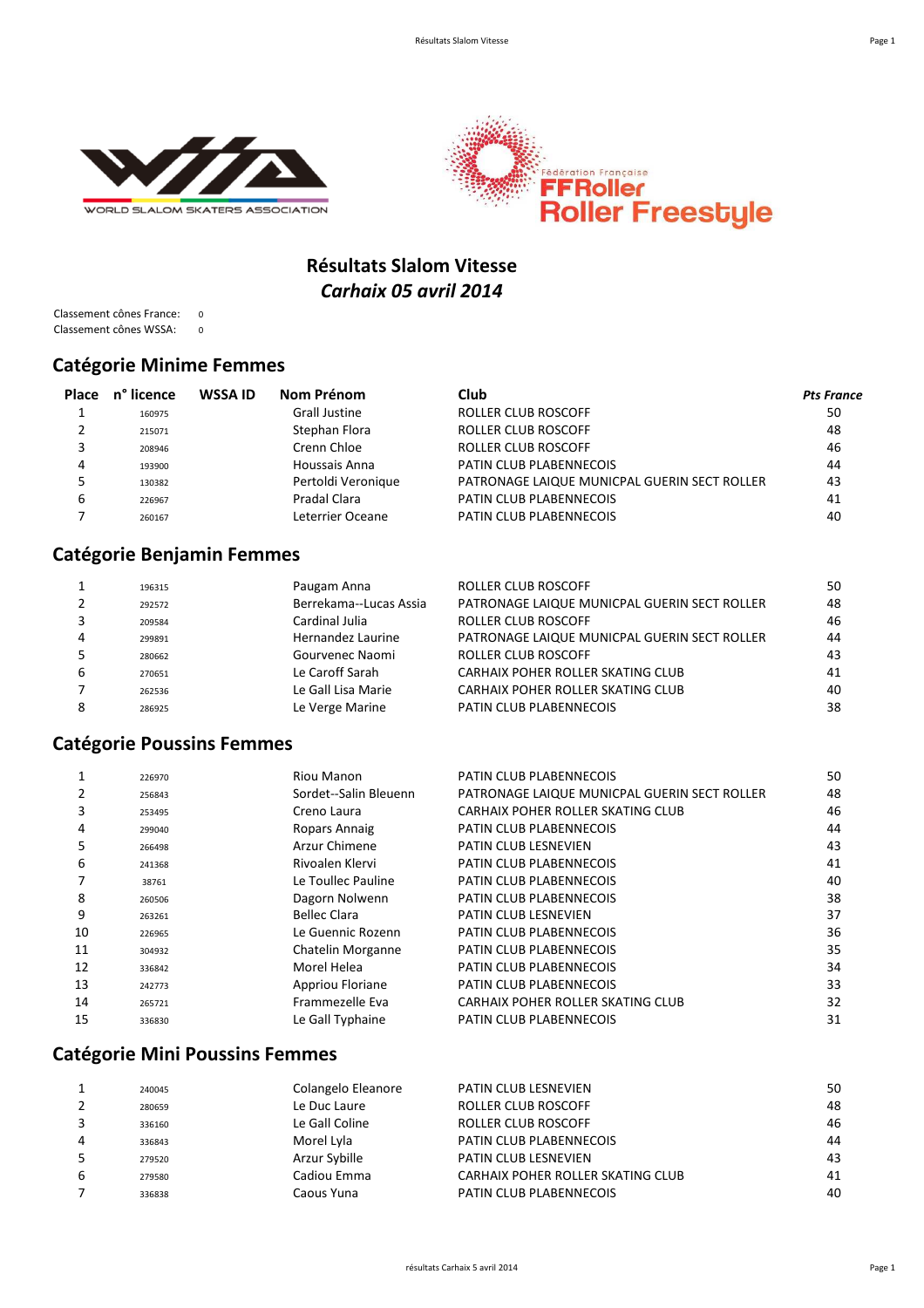# Résultats Slalom Vitesse

## *Carhaix 05 avril 2014*

Classement cônes France: 0
Classement cônes WSSA: 0

## Catégorie Minime Femmes

| Place | n° licence | WSSA ID | Nom Prénom | Club | *Pts France* |
|---|---|---|---|---|---|
| 1 | 160975 | | Grall Justine | ROLLER CLUB ROSCOFF | 50 |
| 2 | 215071 | | Stephan Flora | ROLLER CLUB ROSCOFF | 48 |
| 3 | 208946 | | Crenn Chloe | ROLLER CLUB ROSCOFF | 46 |
| 4 | 193900 | | Houssais Anna | PATIN CLUB PLABENNECOIS | 44 |
| 5 | 130382 | | Pertoldi Veronique | PATRONAGE LAIQUE MUNICPAL GUERIN SECT ROLLER | 43 |
| 6 | 226967 | | Pradal Clara | PATIN CLUB PLABENNECOIS | 41 |
| 7 | 260167 | | Leterrier Oceane | PATIN CLUB PLABENNECOIS | 40 |

## Catégorie Benjamin Femmes

| Place | n° licence | WSSA ID | Nom Prénom | Club | Pts France |
|---|---|---|---|---|---|
| 1 | 196315 | | Paugam Anna | ROLLER CLUB ROSCOFF | 50 |
| 2 | 292572 | | Berrekama--Lucas Assia | PATRONAGE LAIQUE MUNICPAL GUERIN SECT ROLLER | 48 |
| 3 | 209584 | | Cardinal Julia | ROLLER CLUB ROSCOFF | 46 |
| 4 | 299891 | | Hernandez Laurine | PATRONAGE LAIQUE MUNICPAL GUERIN SECT ROLLER | 44 |
| 5 | 280662 | | Gourvenec Naomi | ROLLER CLUB ROSCOFF | 43 |
| 6 | 270651 | | Le Caroff Sarah | CARHAIX POHER ROLLER SKATING CLUB | 41 |
| 7 | 262536 | | Le Gall Lisa Marie | CARHAIX POHER ROLLER SKATING CLUB | 40 |
| 8 | 286925 | | Le Verge Marine | PATIN CLUB PLABENNECOIS | 38 |

## Catégorie Poussins Femmes

| Place | n° licence | WSSA ID | Nom Prénom | Club | Pts France |
|---|---|---|---|---|---|
| 1 | 226970 | | Riou Manon | PATIN CLUB PLABENNECOIS | 50 |
| 2 | 256843 | | Sordet--Salin Bleuenn | PATRONAGE LAIQUE MUNICPAL GUERIN SECT ROLLER | 48 |
| 3 | 253495 | | Creno Laura | CARHAIX POHER ROLLER SKATING CLUB | 46 |
| 4 | 299040 | | Ropars Annaig | PATIN CLUB PLABENNECOIS | 44 |
| 5 | 266498 | | Arzur Chimene | PATIN CLUB LESNEVIEN | 43 |
| 6 | 241368 | | Rivoalen Klervi | PATIN CLUB PLABENNECOIS | 41 |
| 7 | 38761 | | Le Toullec Pauline | PATIN CLUB PLABENNECOIS | 40 |
| 8 | 260506 | | Dagorn Nolwenn | PATIN CLUB PLABENNECOIS | 38 |
| 9 | 263261 | | Bellec Clara | PATIN CLUB LESNEVIEN | 37 |
| 10 | 226965 | | Le Guennic Rozenn | PATIN CLUB PLABENNECOIS | 36 |
| 11 | 304932 | | Chatelin Morganne | PATIN CLUB PLABENNECOIS | 35 |
| 12 | 336842 | | Morel Helea | PATIN CLUB PLABENNECOIS | 34 |
| 13 | 242773 | | Appriou Floriane | PATIN CLUB PLABENNECOIS | 33 |
| 14 | 265721 | | Frammezelle Eva | CARHAIX POHER ROLLER SKATING CLUB | 32 |
| 15 | 336830 | | Le Gall Typhaine | PATIN CLUB PLABENNECOIS | 31 |

## Catégorie Mini Poussins Femmes

| Place | n° licence | WSSA ID | Nom Prénom | Club | Pts France |
|---|---|---|---|---|---|
| 1 | 240045 | | Colangelo Eleanore | PATIN CLUB LESNEVIEN | 50 |
| 2 | 280659 | | Le Duc Laure | ROLLER CLUB ROSCOFF | 48 |
| 3 | 336160 | | Le Gall Coline | ROLLER CLUB ROSCOFF | 46 |
| 4 | 336843 | | Morel Lyla | PATIN CLUB PLABENNECOIS | 44 |
| 5 | 279520 | | Arzur Sybille | PATIN CLUB LESNEVIEN | 43 |
| 6 | 279580 | | Cadiou Emma | CARHAIX POHER ROLLER SKATING CLUB | 41 |
| 7 | 336838 | | Caous Yuna | PATIN CLUB PLABENNECOIS | 40 |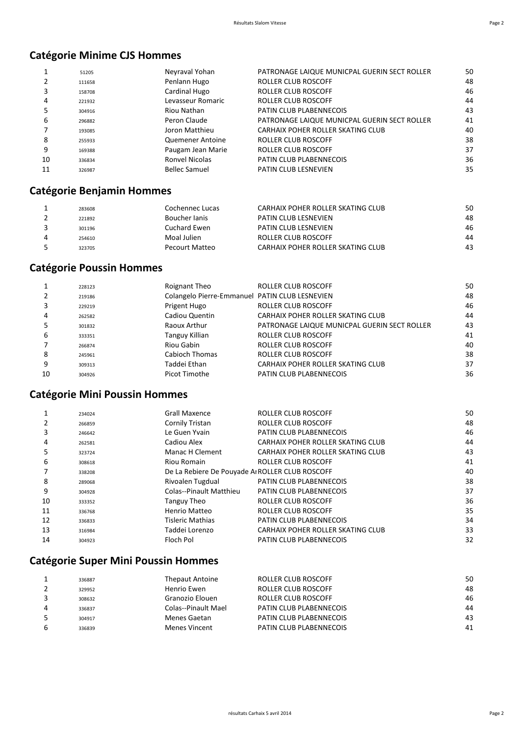## Catégorie Minime CJS Hommes

| | | | | |
|---|---|---|---|---|
| 1 | 51205 | Neyraval Yohan | PATRONAGE LAIQUE MUNICPAL GUERIN SECT ROLLER | 50 |
| 2 | 111658 | Penlann Hugo | ROLLER CLUB ROSCOFF | 48 |
| 3 | 158708 | Cardinal Hugo | ROLLER CLUB ROSCOFF | 46 |
| 4 | 221932 | Levasseur Romaric | ROLLER CLUB ROSCOFF | 44 |
| 5 | 304916 | Riou Nathan | PATIN CLUB PLABENNECOIS | 43 |
| 6 | 296882 | Peron Claude | PATRONAGE LAIQUE MUNICPAL GUERIN SECT ROLLER | 41 |
| 7 | 193085 | Joron Matthieu | CARHAIX POHER ROLLER SKATING CLUB | 40 |
| 8 | 255933 | Quemener Antoine | ROLLER CLUB ROSCOFF | 38 |
| 9 | 169388 | Paugam Jean Marie | ROLLER CLUB ROSCOFF | 37 |
| 10 | 336834 | Ronvel Nicolas | PATIN CLUB PLABENNECOIS | 36 |
| 11 | 326987 | Bellec Samuel | PATIN CLUB LESNEVIEN | 35 |

## Catégorie Benjamin Hommes

| | | | | |
|---|---|---|---|---|
| 1 | 283608 | Cochennec Lucas | CARHAIX POHER ROLLER SKATING CLUB | 50 |
| 2 | 221892 | Boucher Ianis | PATIN CLUB LESNEVIEN | 48 |
| 3 | 301196 | Cuchard Ewen | PATIN CLUB LESNEVIEN | 46 |
| 4 | 254610 | Moal Julien | ROLLER CLUB ROSCOFF | 44 |
| 5 | 323705 | Pecourt Matteo | CARHAIX POHER ROLLER SKATING CLUB | 43 |

## Catégorie Poussin Hommes

| | | | | |
|---|---|---|---|---|
| 1 | 228123 | Roignant Theo | ROLLER CLUB ROSCOFF | 50 |
| 2 | 219186 | Colangelo Pierre-Emmanuel | PATIN CLUB LESNEVIEN | 48 |
| 3 | 229219 | Prigent Hugo | ROLLER CLUB ROSCOFF | 46 |
| 4 | 262582 | Cadiou Quentin | CARHAIX POHER ROLLER SKATING CLUB | 44 |
| 5 | 301832 | Raoux Arthur | PATRONAGE LAIQUE MUNICPAL GUERIN SECT ROLLER | 43 |
| 6 | 333351 | Tanguy Killian | ROLLER CLUB ROSCOFF | 41 |
| 7 | 266874 | Riou Gabin | ROLLER CLUB ROSCOFF | 40 |
| 8 | 245961 | Cabioch Thomas | ROLLER CLUB ROSCOFF | 38 |
| 9 | 309313 | Taddei Ethan | CARHAIX POHER ROLLER SKATING CLUB | 37 |
| 10 | 304926 | Picot Timothe | PATIN CLUB PLABENNECOIS | 36 |

## Catégorie Mini Poussin Hommes

| | | | | |
|---|---|---|---|---|
| 1 | 234024 | Grall Maxence | ROLLER CLUB ROSCOFF | 50 |
| 2 | 266859 | Cornily Tristan | ROLLER CLUB ROSCOFF | 48 |
| 3 | 246642 | Le Guen Yvain | PATIN CLUB PLABENNECOIS | 46 |
| 4 | 262581 | Cadiou Alex | CARHAIX POHER ROLLER SKATING CLUB | 44 |
| 5 | 323724 | Manac H Clement | CARHAIX POHER ROLLER SKATING CLUB | 43 |
| 6 | 308618 | Riou Romain | ROLLER CLUB ROSCOFF | 41 |
| 7 | 338208 | De La Rebiere De Pouyade A | ROLLER CLUB ROSCOFF | 40 |
| 8 | 289068 | Rivoalen Tugdual | PATIN CLUB PLABENNECOIS | 38 |
| 9 | 304928 | Colas--Pinault Matthieu | PATIN CLUB PLABENNECOIS | 37 |
| 10 | 333352 | Tanguy Theo | ROLLER CLUB ROSCOFF | 36 |
| 11 | 336768 | Henrio Matteo | ROLLER CLUB ROSCOFF | 35 |
| 12 | 336833 | Tisleric Mathias | PATIN CLUB PLABENNECOIS | 34 |
| 13 | 316984 | Taddei Lorenzo | CARHAIX POHER ROLLER SKATING CLUB | 33 |
| 14 | 304923 | Floch Pol | PATIN CLUB PLABENNECOIS | 32 |

## Catégorie Super Mini Poussin Hommes

| | | | | |
|---|---|---|---|---|
| 1 | 336887 | Thepaut Antoine | ROLLER CLUB ROSCOFF | 50 |
| 2 | 329952 | Henrio Ewen | ROLLER CLUB ROSCOFF | 48 |
| 3 | 308632 | Granozio Elouen | ROLLER CLUB ROSCOFF | 46 |
| 4 | 336837 | Colas--Pinault Mael | PATIN CLUB PLABENNECOIS | 44 |
| 5 | 304917 | Menes Gaetan | PATIN CLUB PLABENNECOIS | 43 |
| 6 | 336839 | Menes Vincent | PATIN CLUB PLABENNECOIS | 41 |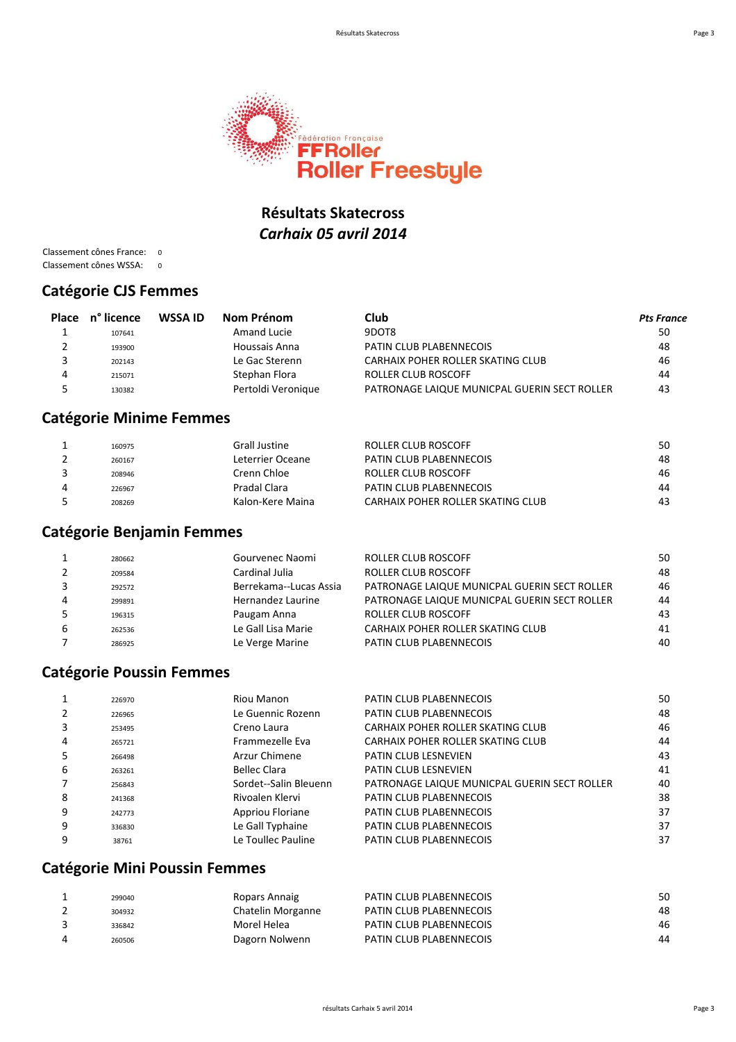Fédération Française FFRoller Roller Freestyle

# Résultats Skatecross

## *Carhaix 05 avril 2014*

Classement cônes France: 0
Classement cônes WSSA: 0

## Catégorie CJS Femmes

| Place | n° licence | WSSA ID | Nom Prénom | Club | *Pts France* |
|---|---|---|---|---|---|
| 1 | 107641 | | Amand Lucie | 9DOT8 | 50 |
| 2 | 193900 | | Houssais Anna | PATIN CLUB PLABENNECOIS | 48 |
| 3 | 202143 | | Le Gac Sterenn | CARHAIX POHER ROLLER SKATING CLUB | 46 |
| 4 | 215071 | | Stephan Flora | ROLLER CLUB ROSCOFF | 44 |
| 5 | 130382 | | Pertoldi Veronique | PATRONAGE LAIQUE MUNICPAL GUERIN SECT ROLLER | 43 |

## Catégorie Minime Femmes

| Place | n° licence | WSSA ID | Nom Prénom | Club | *Pts France* |
|---|---|---|---|---|---|
| 1 | 160975 | | Grall Justine | ROLLER CLUB ROSCOFF | 50 |
| 2 | 260167 | | Leterrier Oceane | PATIN CLUB PLABENNECOIS | 48 |
| 3 | 208946 | | Crenn Chloe | ROLLER CLUB ROSCOFF | 46 |
| 4 | 226967 | | Pradal Clara | PATIN CLUB PLABENNECOIS | 44 |
| 5 | 208269 | | Kalon-Kere Maina | CARHAIX POHER ROLLER SKATING CLUB | 43 |

## Catégorie Benjamin Femmes

| Place | n° licence | WSSA ID | Nom Prénom | Club | *Pts France* |
|---|---|---|---|---|---|
| 1 | 280662 | | Gourvenec Naomi | ROLLER CLUB ROSCOFF | 50 |
| 2 | 209584 | | Cardinal Julia | ROLLER CLUB ROSCOFF | 48 |
| 3 | 292572 | | Berrekama--Lucas Assia | PATRONAGE LAIQUE MUNICPAL GUERIN SECT ROLLER | 46 |
| 4 | 299891 | | Hernandez Laurine | PATRONAGE LAIQUE MUNICPAL GUERIN SECT ROLLER | 44 |
| 5 | 196315 | | Paugam Anna | ROLLER CLUB ROSCOFF | 43 |
| 6 | 262536 | | Le Gall Lisa Marie | CARHAIX POHER ROLLER SKATING CLUB | 41 |
| 7 | 286925 | | Le Verge Marine | PATIN CLUB PLABENNECOIS | 40 |

## Catégorie Poussin Femmes

| Place | n° licence | WSSA ID | Nom Prénom | Club | *Pts France* |
|---|---|---|---|---|---|
| 1 | 226970 | | Riou Manon | PATIN CLUB PLABENNECOIS | 50 |
| 2 | 226965 | | Le Guennic Rozenn | PATIN CLUB PLABENNECOIS | 48 |
| 3 | 253495 | | Creno Laura | CARHAIX POHER ROLLER SKATING CLUB | 46 |
| 4 | 265721 | | Frammezelle Eva | CARHAIX POHER ROLLER SKATING CLUB | 44 |
| 5 | 266498 | | Arzur Chimene | PATIN CLUB LESNEVIEN | 43 |
| 6 | 263261 | | Bellec Clara | PATIN CLUB LESNEVIEN | 41 |
| 7 | 256843 | | Sordet--Salin Bleuenn | PATRONAGE LAIQUE MUNICPAL GUERIN SECT ROLLER | 40 |
| 8 | 241368 | | Rivoalen Klervi | PATIN CLUB PLABENNECOIS | 38 |
| 9 | 242773 | | Appriou Floriane | PATIN CLUB PLABENNECOIS | 37 |
| 9 | 336830 | | Le Gall Typhaine | PATIN CLUB PLABENNECOIS | 37 |
| 9 | 38761 | | Le Toullec Pauline | PATIN CLUB PLABENNECOIS | 37 |

## Catégorie Mini Poussin Femmes

| Place | n° licence | WSSA ID | Nom Prénom | Club | *Pts France* |
|---|---|---|---|---|---|
| 1 | 299040 | | Ropars Annaig | PATIN CLUB PLABENNECOIS | 50 |
| 2 | 304932 | | Chatelin Morganne | PATIN CLUB PLABENNECOIS | 48 |
| 3 | 336842 | | Morel Helea | PATIN CLUB PLABENNECOIS | 46 |
| 4 | 260506 | | Dagorn Nolwenn | PATIN CLUB PLABENNECOIS | 44 |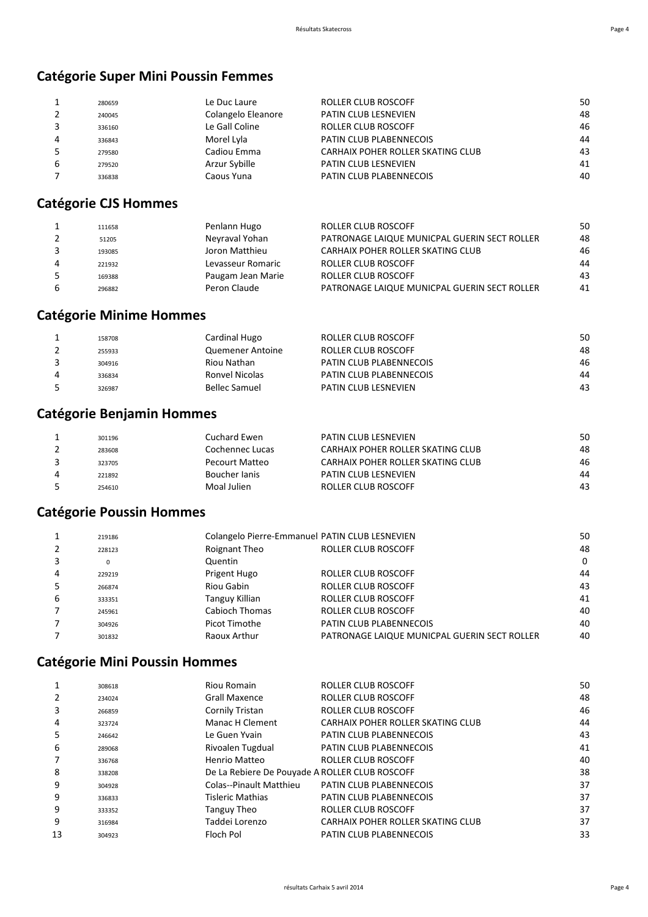## Catégorie Super Mini Poussin Femmes

| | | | | |
|---|---|---|---|---|
| 1 | 280659 | Le Duc Laure | ROLLER CLUB ROSCOFF | 50 |
| 2 | 240045 | Colangelo Eleanore | PATIN CLUB LESNEVIEN | 48 |
| 3 | 336160 | Le Gall Coline | ROLLER CLUB ROSCOFF | 46 |
| 4 | 336843 | Morel Lyla | PATIN CLUB PLABENNECOIS | 44 |
| 5 | 279580 | Cadiou Emma | CARHAIX POHER ROLLER SKATING CLUB | 43 |
| 6 | 279520 | Arzur Sybille | PATIN CLUB LESNEVIEN | 41 |
| 7 | 336838 | Caous Yuna | PATIN CLUB PLABENNECOIS | 40 |

## Catégorie CJS Hommes

| | | | | |
|---|---|---|---|---|
| 1 | 111658 | Penlann Hugo | ROLLER CLUB ROSCOFF | 50 |
| 2 | 51205 | Neyraval Yohan | PATRONAGE LAIQUE MUNICPAL GUERIN SECT ROLLER | 48 |
| 3 | 193085 | Joron Matthieu | CARHAIX POHER ROLLER SKATING CLUB | 46 |
| 4 | 221932 | Levasseur Romaric | ROLLER CLUB ROSCOFF | 44 |
| 5 | 169388 | Paugam Jean Marie | ROLLER CLUB ROSCOFF | 43 |
| 6 | 296882 | Peron Claude | PATRONAGE LAIQUE MUNICPAL GUERIN SECT ROLLER | 41 |

## Catégorie Minime Hommes

| | | | | |
|---|---|---|---|---|
| 1 | 158708 | Cardinal Hugo | ROLLER CLUB ROSCOFF | 50 |
| 2 | 255933 | Quemener Antoine | ROLLER CLUB ROSCOFF | 48 |
| 3 | 304916 | Riou Nathan | PATIN CLUB PLABENNECOIS | 46 |
| 4 | 336834 | Ronvel Nicolas | PATIN CLUB PLABENNECOIS | 44 |
| 5 | 326987 | Bellec Samuel | PATIN CLUB LESNEVIEN | 43 |

## Catégorie Benjamin Hommes

| | | | | |
|---|---|---|---|---|
| 1 | 301196 | Cuchard Ewen | PATIN CLUB LESNEVIEN | 50 |
| 2 | 283608 | Cochennec Lucas | CARHAIX POHER ROLLER SKATING CLUB | 48 |
| 3 | 323705 | Pecourt Matteo | CARHAIX POHER ROLLER SKATING CLUB | 46 |
| 4 | 221892 | Boucher Ianis | PATIN CLUB LESNEVIEN | 44 |
| 5 | 254610 | Moal Julien | ROLLER CLUB ROSCOFF | 43 |

## Catégorie Poussin Hommes

| | | | | |
|---|---|---|---|---|
| 1 | 219186 | Colangelo Pierre-Emmanuel | PATIN CLUB LESNEVIEN | 50 |
| 2 | 228123 | Roignant Theo | ROLLER CLUB ROSCOFF | 48 |
| 3 | 0 | Quentin | | 0 |
| 4 | 229219 | Prigent Hugo | ROLLER CLUB ROSCOFF | 44 |
| 5 | 266874 | Riou Gabin | ROLLER CLUB ROSCOFF | 43 |
| 6 | 333351 | Tanguy Killian | ROLLER CLUB ROSCOFF | 41 |
| 7 | 245961 | Cabioch Thomas | ROLLER CLUB ROSCOFF | 40 |
| 7 | 304926 | Picot Timothe | PATIN CLUB PLABENNECOIS | 40 |
| 7 | 301832 | Raoux Arthur | PATRONAGE LAIQUE MUNICPAL GUERIN SECT ROLLER | 40 |

## Catégorie Mini Poussin Hommes

| | | | | |
|---|---|---|---|---|
| 1 | 308618 | Riou Romain | ROLLER CLUB ROSCOFF | 50 |
| 2 | 234024 | Grall Maxence | ROLLER CLUB ROSCOFF | 48 |
| 3 | 266859 | Cornily Tristan | ROLLER CLUB ROSCOFF | 46 |
| 4 | 323724 | Manac H Clement | CARHAIX POHER ROLLER SKATING CLUB | 44 |
| 5 | 246642 | Le Guen Yvain | PATIN CLUB PLABENNECOIS | 43 |
| 6 | 289068 | Rivoalen Tugdual | PATIN CLUB PLABENNECOIS | 41 |
| 7 | 336768 | Henrio Matteo | ROLLER CLUB ROSCOFF | 40 |
| 8 | 338208 | De La Rebiere De Pouyade A | ROLLER CLUB ROSCOFF | 38 |
| 9 | 304928 | Colas--Pinault Matthieu | PATIN CLUB PLABENNECOIS | 37 |
| 9 | 336833 | Tisleric Mathias | PATIN CLUB PLABENNECOIS | 37 |
| 9 | 333352 | Tanguy Theo | ROLLER CLUB ROSCOFF | 37 |
| 9 | 316984 | Taddei Lorenzo | CARHAIX POHER ROLLER SKATING CLUB | 37 |
| 13 | 304923 | Floch Pol | PATIN CLUB PLABENNECOIS | 33 |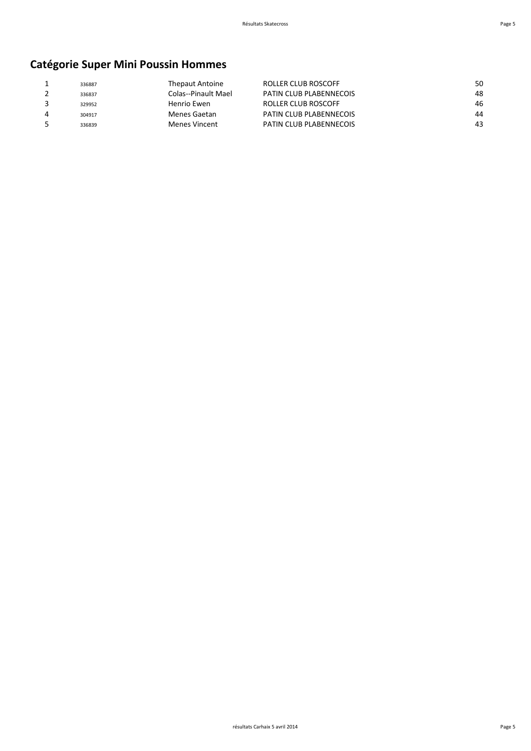# Catégorie Super Mini Poussin Hommes

| | | | | |
|---|---|---|---|---|
| 1 | 336887 | Thepaut Antoine | ROLLER CLUB ROSCOFF | 50 |
| 2 | 336837 | Colas--Pinault Mael | PATIN CLUB PLABENNECOIS | 48 |
| 3 | 329952 | Henrio Ewen | ROLLER CLUB ROSCOFF | 46 |
| 4 | 304917 | Menes Gaetan | PATIN CLUB PLABENNECOIS | 44 |
| 5 | 336839 | Menes Vincent | PATIN CLUB PLABENNECOIS | 43 |